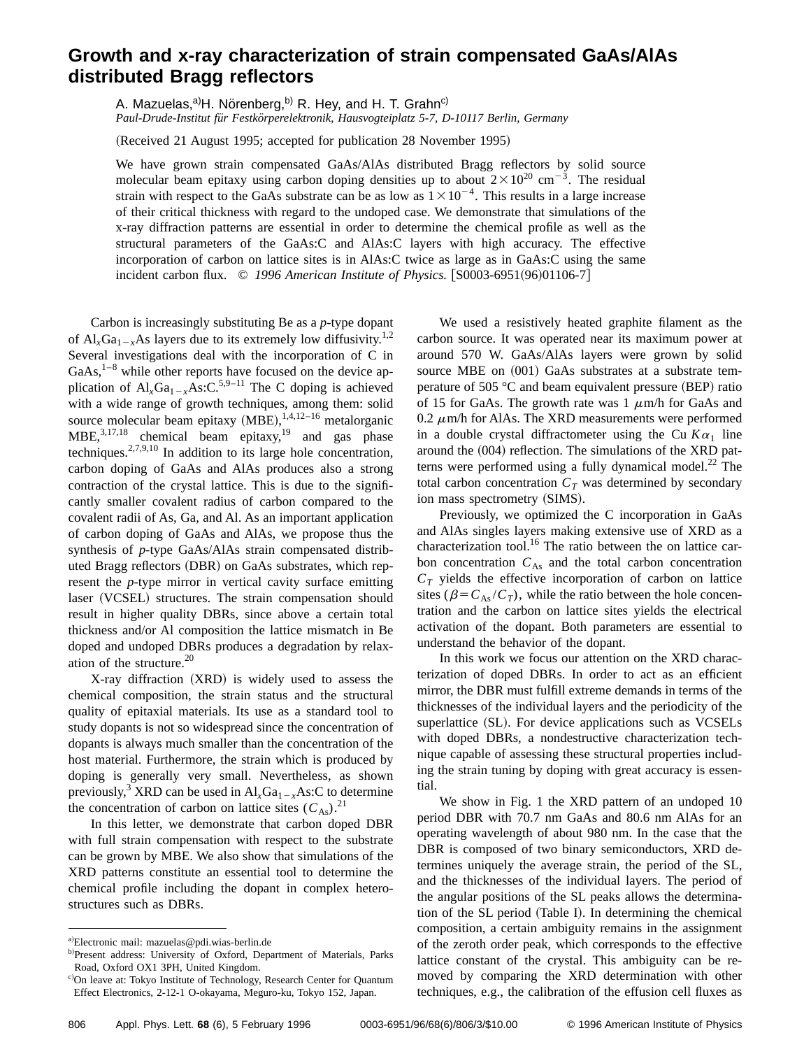# Growth and x-ray characterization of strain compensated GaAs/AlAs distributed Bragg reflectors

A. Mazuelas,[a] H. Nörenberg,[b] R. Hey, and H. T. Grahn[c]

*Paul-Drude-Institut für Festkörperelektronik, Hausvogteiplatz 5-7, D-10117 Berlin, Germany*

(Received 21 August 1995; accepted for publication 28 November 1995)

We have grown strain compensated GaAs/AlAs distributed Bragg reflectors by solid source molecular beam epitaxy using carbon doping densities up to about $2\times10^{20}$ cm$^{-3}$. The residual strain with respect to the GaAs substrate can be as low as $1\times10^{-4}$. This results in a large increase of their critical thickness with regard to the undoped case. We demonstrate that simulations of the x-ray diffraction patterns are essential in order to determine the chemical profile as well as the structural parameters of the GaAs:C and AlAs:C layers with high accuracy. The effective incorporation of carbon on lattice sites is in AlAs:C twice as large as in GaAs:C using the same incident carbon flux. © *1996 American Institute of Physics.* [S0003-6951(96)01106-7]

Carbon is increasingly substituting Be as a *p*-type dopant of $Al_xGa_{1-x}As$ layers due to its extremely low diffusivity.[1,2] Several investigations deal with the incorporation of C in GaAs,[1–8] while other reports have focused on the device application of $Al_xGa_{1-x}As$:C.[5,9–11] The C doping is achieved with a wide range of growth techniques, among them: solid source molecular beam epitaxy (MBE),[1,4,12–16] metalorganic MBE,[3,17,18] chemical beam epitaxy,[19] and gas phase techniques.[2,7,9,10] In addition to its large hole concentration, carbon doping of GaAs and AlAs produces also a strong contraction of the crystal lattice. This is due to the significantly smaller covalent radius of carbon compared to the covalent radii of As, Ga, and Al. As an important application of carbon doping of GaAs and AlAs, we propose thus the synthesis of *p*-type GaAs/AlAs strain compensated distributed Bragg reflectors (DBR) on GaAs substrates, which represent the *p*-type mirror in vertical cavity surface emitting laser (VCSEL) structures. The strain compensation should result in higher quality DBRs, since above a certain total thickness and/or Al composition the lattice mismatch in Be doped and undoped DBRs produces a degradation by relaxation of the structure.[20]

X-ray diffraction (XRD) is widely used to assess the chemical composition, the strain status and the structural quality of epitaxial materials. Its use as a standard tool to study dopants is not so widespread since the concentration of dopants is always much smaller than the concentration of the host material. Furthermore, the strain which is produced by doping is generally very small. Nevertheless, as shown previously,[3] XRD can be used in $Al_xGa_{1-x}As$:C to determine the concentration of carbon on lattice sites ($C_{As}$).[21]

In this letter, we demonstrate that carbon doped DBR with full strain compensation with respect to the substrate can be grown by MBE. We also show that simulations of the XRD patterns constitute an essential tool to determine the chemical profile including the dopant in complex heterostructures such as DBRs.

We used a resistively heated graphite filament as the carbon source. It was operated near its maximum power at around 570 W. GaAs/AlAs layers were grown by solid source MBE on (001) GaAs substrates at a substrate temperature of 505 °C and beam equivalent pressure (BEP) ratio of 15 for GaAs. The growth rate was 1 $\mu$m/h for GaAs and 0.2 $\mu$m/h for AlAs. The XRD measurements were performed in a double crystal diffractometer using the Cu $K\alpha_1$ line around the (004) reflection. The simulations of the XRD patterns were performed using a fully dynamical model.[22] The total carbon concentration $C_T$ was determined by secondary ion mass spectrometry (SIMS).

Previously, we optimized the C incorporation in GaAs and AlAs singles layers making extensive use of XRD as a characterization tool.[16] The ratio between the on lattice carbon concentration $C_{As}$ and the total carbon concentration $C_T$ yields the effective incorporation of carbon on lattice sites ($\beta=C_{As}/C_T$), while the ratio between the hole concentration and the carbon on lattice sites yields the electrical activation of the dopant. Both parameters are essential to understand the behavior of the dopant.

In this work we focus our attention on the XRD characterization of doped DBRs. In order to act as an efficient mirror, the DBR must fulfill extreme demands in terms of the thicknesses of the individual layers and the periodicity of the superlattice (SL). For device applications such as VCSELs with doped DBRs, a nondestructive characterization technique capable of assessing these structural properties including the strain tuning by doping with great accuracy is essential.

We show in Fig. 1 the XRD pattern of an undoped 10 period DBR with 70.7 nm GaAs and 80.6 nm AlAs for an operating wavelength of about 980 nm. In the case that the DBR is composed of two binary semiconductors, XRD determines uniquely the average strain, the period of the SL, and the thicknesses of the individual layers. The period of the angular positions of the SL peaks allows the determination of the SL period (Table I). In determining the chemical composition, a certain ambiguity remains in the assignment of the zeroth order peak, which corresponds to the effective lattice constant of the crystal. This ambiguity can be removed by comparing the XRD determination with other techniques, e.g., the calibration of the effusion cell fluxes as

---

[a] Electronic mail: mazuelas@pdi.wias-berlin.de

[b] Present address: University of Oxford, Department of Materials, Parks Road, Oxford OX1 3PH, United Kingdom.

[c] On leave at: Tokyo Institute of Technology, Research Center for Quantum Effect Electronics, 2-12-1 O-okayama, Meguro-ku, Tokyo 152, Japan.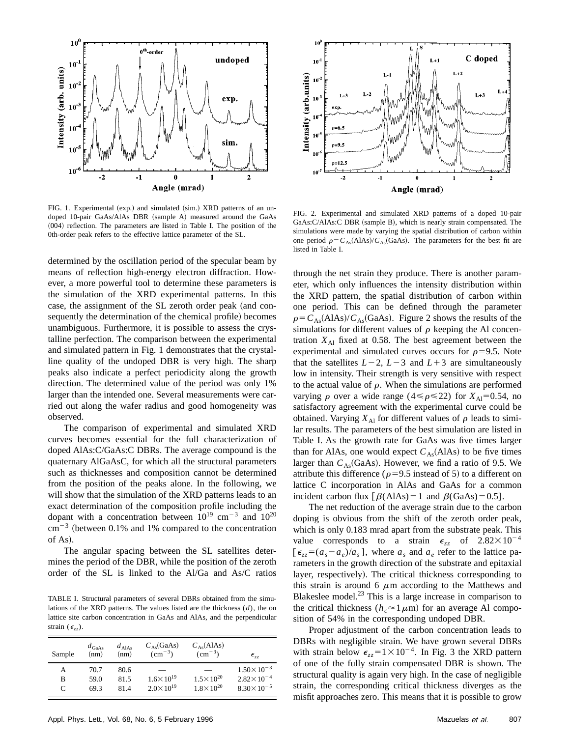FIG. 1. Experimental (exp.) and simulated (sim.) XRD patterns of an undoped 10-pair GaAs/AlAs DBR (sample A) measured around the GaAs (004) reflection. The parameters are listed in Table I. The position of the 0th-order peak refers to the effective lattice parameter of the SL.

FIG. 2. Experimental and simulated XRD patterns of a doped 10-pair GaAs:C/AlAs:C DBR (sample B), which is nearly strain compensated. The simulations were made by varying the spatial distribution of carbon within one period $\rho = C_{As}(\text{AlAs})/C_{As}(\text{GaAs})$. The parameters for the best fit are listed in Table I.

determined by the oscillation period of the specular beam by means of reflection high-energy electron diffraction. However, a more powerful tool to determine these parameters is the simulation of the XRD experimental patterns. In this case, the assignment of the SL zeroth order peak (and consequently the determination of the chemical profile) becomes unambiguous. Furthermore, it is possible to assess the crystalline perfection. The comparison between the experimental and simulated pattern in Fig. 1 demonstrates that the crystalline quality of the undoped DBR is very high. The sharp peaks also indicate a perfect periodicity along the growth direction. The determined value of the period was only 1% larger than the intended one. Several measurements were carried out along the wafer radius and good homogeneity was observed.

The comparison of experimental and simulated XRD curves becomes essential for the full characterization of doped AlAs:C/GaAs:C DBRs. The average compound is the quaternary AlGaAsC, for which all the structural parameters such as thicknesses and composition cannot be determined from the position of the peaks alone. In the following, we will show that the simulation of the XRD patterns leads to an exact determination of the composition profile including the dopant with a concentration between $10^{19}$ cm$^{-3}$ and $10^{20}$ cm$^{-3}$ (between 0.1% and 1% compared to the concentration of As).

The angular spacing between the SL satellites determines the period of the DBR, while the position of the zeroth order of the SL is linked to the Al/Ga and As/C ratios through the net strain they produce. There is another parameter, which only influences the intensity distribution within the XRD pattern, the spatial distribution of carbon within one period. This can be defined through the parameter $\rho = C_{As}(\text{AlAs})/C_{As}(\text{GaAs})$. Figure 2 shows the results of the simulations for different values of $\rho$ keeping the Al concentration $X_{Al}$ fixed at 0.58. The best agreement between the experimental and simulated curves occurs for $\rho = 9.5$. Note that the satellites $L-2$, $L-3$ and $L+3$ are simultaneously low in intensity. Their strength is very sensitive with respect to the actual value of $\rho$. When the simulations are performed varying $\rho$ over a wide range ($4 \leqslant \rho \leqslant 22$) for $X_{Al} = 0.54$, no satisfactory agreement with the experimental curve could be obtained. Varying $X_{Al}$ for different values of $\rho$ leads to similar results. The parameters of the best simulation are listed in Table I. As the growth rate for GaAs was five times larger than for AlAs, one would expect $C_{As}(\text{AlAs})$ to be five times larger than $C_{As}(\text{GaAs})$. However, we find a ratio of 9.5. We attribute this difference ($\rho = 9.5$ instead of 5) to a different on lattice C incorporation in AlAs and GaAs for a common incident carbon flux [$\beta(\text{AlAs}) = 1$ and $\beta(\text{GaAs}) = 0.5$].

The net reduction of the average strain due to the carbon doping is obvious from the shift of the zeroth order peak, which is only 0.183 mrad apart from the substrate peak. This value corresponds to a strain $\epsilon_{zz}$ of $2.82 \times 10^{-4}$ [$\epsilon_{zz} = (a_s - a_e)/a_s$], where $a_s$ and $a_e$ refer to the lattice parameters in the growth direction of the substrate and epitaxial layer, respectively). The critical thickness corresponding to this strain is around 6 $\mu$m according to the Matthews and Blakeslee model.[23] This is a large increase in comparison to the critical thickness ($h_c \approx 1\,\mu$m) for an average Al composition of 54% in the corresponding undoped DBR.

Proper adjustment of the carbon concentration leads to DBRs with negligible strain. We have grown several DBRs with strain below $\epsilon_{zz} = 1 \times 10^{-4}$. In Fig. 3 the XRD pattern of one of the fully strain compensated DBR is shown. The structural quality is again very high. In the case of negligible strain, the corresponding critical thickness diverges as the misfit approaches zero. This means that it is possible to grow

TABLE I. Structural parameters of several DBRs obtained from the simulations of the XRD patterns. The values listed are the thickness ($d$), the on lattice site carbon concentration in GaAs and AlAs, and the perpendicular strain ($\epsilon_{zz}$).

| Sample | $d_{GaAs}$ (nm) | $d_{AlAs}$ (nm) | $C_{As}$(GaAs) (cm$^{-3}$) | $C_{As}$(AlAs) (cm$^{-3}$) | $\epsilon_{zz}$ |
|---|---|---|---|---|---|
| A | 70.7 | 80.6 | — | — | $1.50 \times 10^{-3}$ |
| B | 59.0 | 81.5 | $1.6 \times 10^{19}$ | $1.5 \times 10^{20}$ | $2.82 \times 10^{-4}$ |
| C | 69.3 | 81.4 | $2.0 \times 10^{19}$ | $1.8 \times 10^{20}$ | $8.30 \times 10^{-5}$ |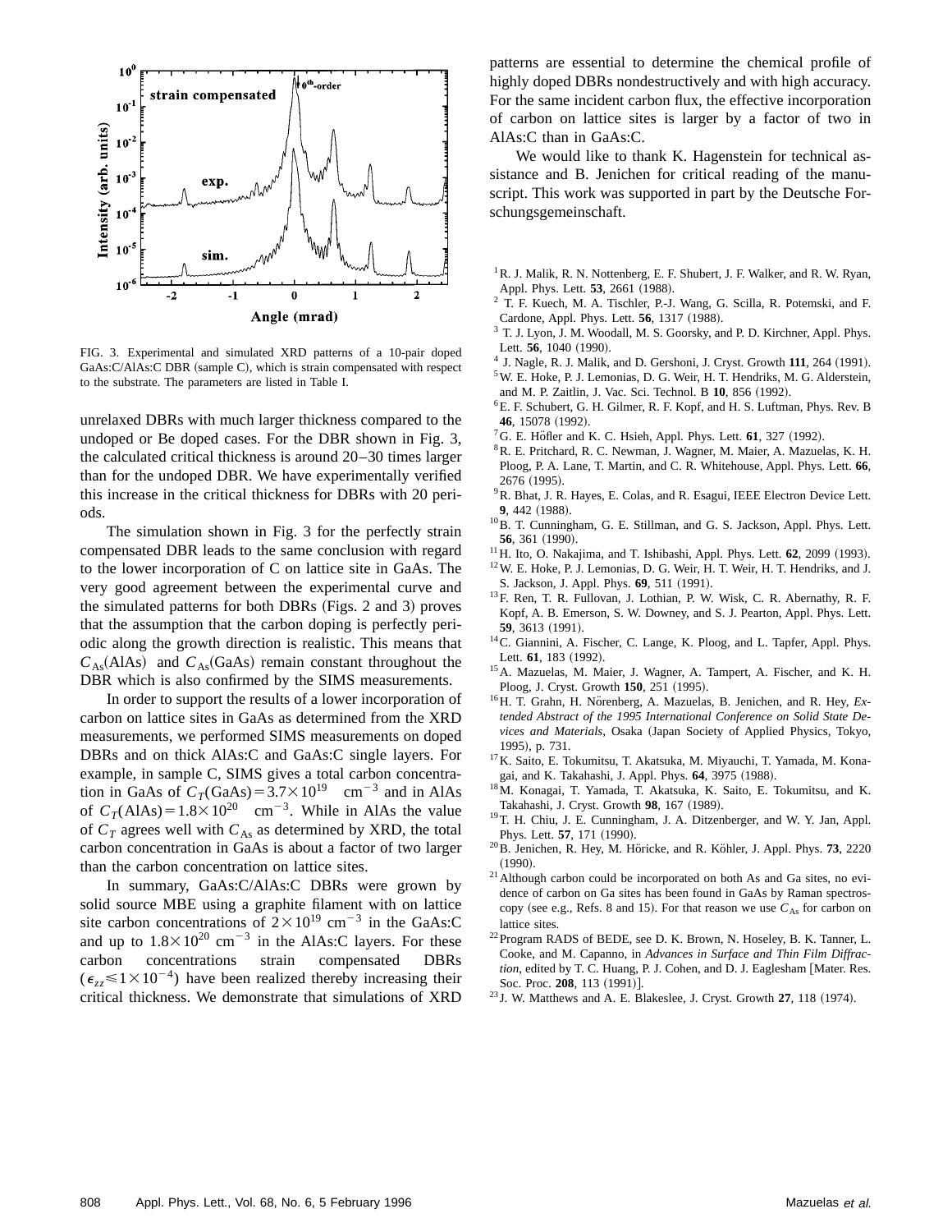strain compensated

0th-order

exp.

sim.

Intensity (arb. units)

Angle (mrad)

FIG. 3. Experimental and simulated XRD patterns of a 10-pair doped GaAs:C/AlAs:C DBR (sample C), which is strain compensated with respect to the substrate. The parameters are listed in Table I.

unrelaxed DBRs with much larger thickness compared to the undoped or Be doped cases. For the DBR shown in Fig. 3, the calculated critical thickness is around 20–30 times larger than for the undoped DBR. We have experimentally verified this increase in the critical thickness for DBRs with 20 periods.

The simulation shown in Fig. 3 for the perfectly strain compensated DBR leads to the same conclusion with regard to the lower incorporation of C on lattice site in GaAs. The very good agreement between the experimental curve and the simulated patterns for both DBRs (Figs. 2 and 3) proves that the assumption that the carbon doping is perfectly periodic along the growth direction is realistic. This means that $C_{\mathrm{As}}(\mathrm{AlAs})$ and $C_{\mathrm{As}}(\mathrm{GaAs})$ remain constant throughout the DBR which is also confirmed by the SIMS measurements.

In order to support the results of a lower incorporation of carbon on lattice sites in GaAs as determined from the XRD measurements, we performed SIMS measurements on doped DBRs and on thick AlAs:C and GaAs:C single layers. For example, in sample C, SIMS gives a total carbon concentration in GaAs of $C_T(\mathrm{GaAs})=3.7\times10^{19}$ cm$^{-3}$ and in AlAs of $C_T(\mathrm{AlAs})=1.8\times10^{20}$ cm$^{-3}$. While in AlAs the value of $C_T$ agrees well with $C_{\mathrm{As}}$ as determined by XRD, the total carbon concentration in GaAs is about a factor of two larger than the carbon concentration on lattice sites.

In summary, GaAs:C/AlAs:C DBRs were grown by solid source MBE using a graphite filament with on lattice site carbon concentrations of $2\times10^{19}$ cm$^{-3}$ in the GaAs:C and up to $1.8\times10^{20}$ cm$^{-3}$ in the AlAs:C layers. For these carbon concentrations strain compensated DBRs ($\epsilon_{zz}\leq1\times10^{-4}$) have been realized thereby increasing their critical thickness. We demonstrate that simulations of XRD patterns are essential to determine the chemical profile of highly doped DBRs nondestructively and with high accuracy. For the same incident carbon flux, the effective incorporation of carbon on lattice sites is larger by a factor of two in AlAs:C than in GaAs:C.

We would like to thank K. Hagenstein for technical assistance and B. Jenichen for critical reading of the manuscript. This work was supported in part by the Deutsche Forschungsgemeinschaft.

[1] R. J. Malik, R. N. Nottenberg, E. F. Shubert, J. F. Walker, and R. W. Ryan, Appl. Phys. Lett. **53**, 2661 (1988).
[2] T. F. Kuech, M. A. Tischler, P.-J. Wang, G. Scilla, R. Potemski, and F. Cardone, Appl. Phys. Lett. **56**, 1317 (1988).
[3] T. J. Lyon, J. M. Woodall, M. S. Goorsky, and P. D. Kirchner, Appl. Phys. Lett. **56**, 1040 (1990).
[4] J. Nagle, R. J. Malik, and D. Gershoni, J. Cryst. Growth **111**, 264 (1991).
[5] W. E. Hoke, P. J. Lemonias, D. G. Weir, H. T. Hendriks, M. G. Alderstein, and M. P. Zaitlin, J. Vac. Sci. Technol. B **10**, 856 (1992).
[6] E. F. Schubert, G. H. Gilmer, R. F. Kopf, and H. S. Luftman, Phys. Rev. B **46**, 15078 (1992).
[7] G. E. Höfler and K. C. Hsieh, Appl. Phys. Lett. **61**, 327 (1992).
[8] R. E. Pritchard, R. C. Newman, J. Wagner, M. Maier, A. Mazuelas, K. H. Ploog, P. A. Lane, T. Martin, and C. R. Whitehouse, Appl. Phys. Lett. **66**, 2676 (1995).
[9] R. Bhat, J. R. Hayes, E. Colas, and R. Esagui, IEEE Electron Device Lett. **9**, 442 (1988).
[10] B. T. Cunningham, G. E. Stillman, and G. S. Jackson, Appl. Phys. Lett. **56**, 361 (1990).
[11] H. Ito, O. Nakajima, and T. Ishibashi, Appl. Phys. Lett. **62**, 2099 (1993).
[12] W. E. Hoke, P. J. Lemonias, D. G. Weir, H. T. Weir, H. T. Hendriks, and J. S. Jackson, J. Appl. Phys. **69**, 511 (1991).
[13] F. Ren, T. R. Fullovan, J. Lothian, P. W. Wisk, C. R. Abernathy, R. F. Kopf, A. B. Emerson, S. W. Downey, and S. J. Pearton, Appl. Phys. Lett. **59**, 3613 (1991).
[14] C. Giannini, A. Fischer, C. Lange, K. Ploog, and L. Tapfer, Appl. Phys. Lett. **61**, 183 (1992).
[15] A. Mazuelas, M. Maier, J. Wagner, A. Tampert, A. Fischer, and K. H. Ploog, J. Cryst. Growth **150**, 251 (1995).
[16] H. T. Grahn, H. Nörenberg, A. Mazuelas, B. Jenichen, and R. Hey, *Extended Abstract of the 1995 International Conference on Solid State Devices and Materials*, Osaka (Japan Society of Applied Physics, Tokyo, 1995), p. 731.
[17] K. Saito, E. Tokumitsu, T. Akatsuka, M. Miyauchi, T. Yamada, M. Konagai, and K. Takahashi, J. Appl. Phys. **64**, 3975 (1988).
[18] M. Konagai, T. Yamada, T. Akatsuka, K. Saito, E. Tokumitsu, and K. Takahashi, J. Cryst. Growth **98**, 167 (1989).
[19] T. H. Chiu, J. E. Cunningham, J. A. Ditzenberger, and W. Y. Jan, Appl. Phys. Lett. **57**, 171 (1990).
[20] B. Jenichen, R. Hey, M. Höricke, and R. Köhler, J. Appl. Phys. **73**, 2220 (1990).
[21] Although carbon could be incorporated on both As and Ga sites, no evidence of carbon on Ga sites has been found in GaAs by Raman spectroscopy (see e.g., Refs. 8 and 15). For that reason we use $C_{\mathrm{As}}$ for carbon on lattice sites.
[22] Program RADS of BEDE, see D. K. Brown, N. Hoseley, B. K. Tanner, L. Cooke, and M. Capanno, in *Advances in Surface and Thin Film Diffraction*, edited by T. C. Huang, P. J. Cohen, and D. J. Eaglesham [Mater. Res. Soc. Proc. **208**, 113 (1991)].
[23] J. W. Matthews and A. E. Blakeslee, J. Cryst. Growth **27**, 118 (1974).